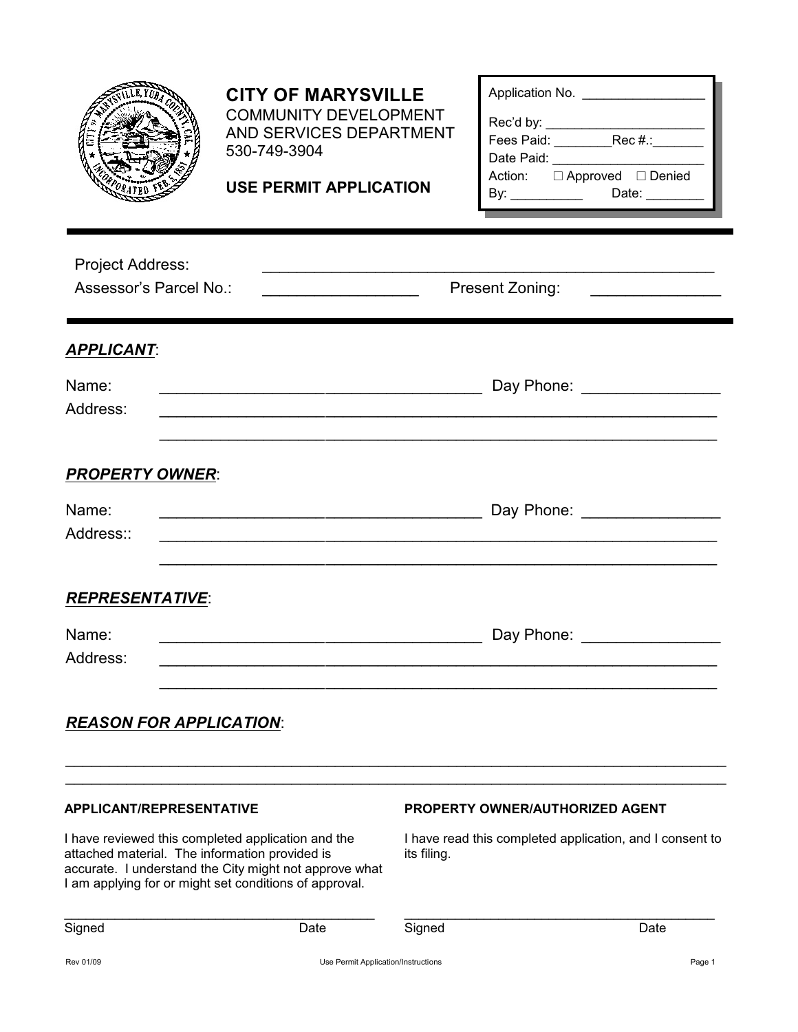# CITY OF MARYSVILLE

COMMUNITY DEVELOPMENT AND SERVICES DEPARTMENT
530-749-3904

## USE PERMIT APPLICATION

Application No. _________________

Rec'd by: _______________________

Fees Paid: ________ Rec #.:_______

Date Paid: ______________________

Action: ☐ Approved ☐ Denied

By: __________ Date: ________

---

Project Address: ______________________________________________________

Assessor's Parcel No.: _________________ Present Zoning: _______________

---

***APPLICANT***:

Name: _____________________________________ Day Phone: ________________

Address: _______________________________________________________________

_______________________________________________________________

***PROPERTY OWNER***:

Name: _____________________________________ Day Phone: ________________

Address:: _______________________________________________________________

_______________________________________________________________

***REPRESENTATIVE***:

Name: _____________________________________ Day Phone: ________________

Address: _______________________________________________________________

_______________________________________________________________

***REASON FOR APPLICATION***:

___________________________________________________________________________

___________________________________________________________________________

**APPLICANT/REPRESENTATIVE**

I have reviewed this completed application and the attached material. The information provided is accurate. I understand the City might not approve what I am applying for or might set conditions of approval.

___________________________________________

Signed Date

**PROPERTY OWNER/AUTHORIZED AGENT**

I have read this completed application, and I consent to its filing.

___________________________________________

Signed Date

Rev 01/09 Use Permit Application/Instructions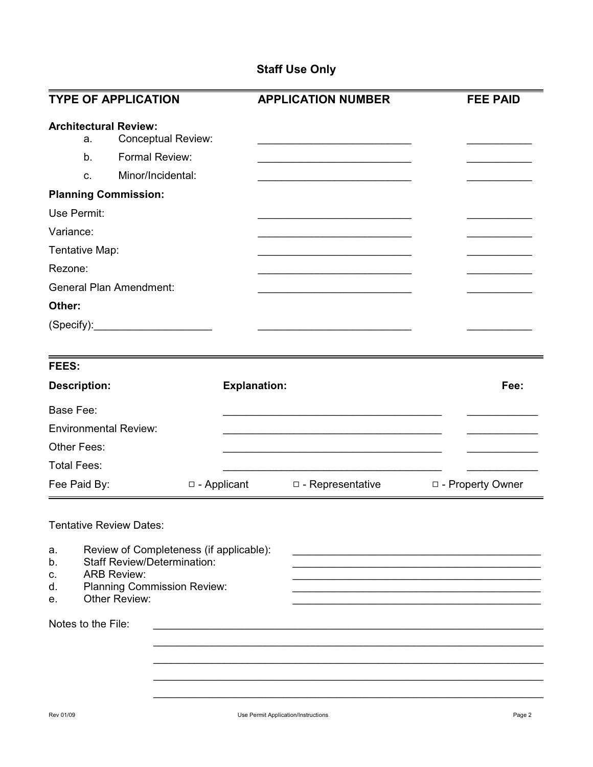## Staff Use Only

| TYPE OF APPLICATION | APPLICATION NUMBER | FEE PAID |
|---|---|---|
| **Architectural Review:** | | |
| a. Conceptual Review: | ___________________________ | ___________ |
| b. Formal Review: | ___________________________ | ___________ |
| c. Minor/Incidental: | ___________________________ | ___________ |
| **Planning Commission:** | | |
| Use Permit: | ___________________________ | ___________ |
| Variance: | ___________________________ | ___________ |
| Tentative Map: | ___________________________ | ___________ |
| Rezone: | ___________________________ | ___________ |
| General Plan Amendment: | ___________________________ | ___________ |
| **Other:** | | |
| (Specify):____________________ | ___________________________ | ___________ |

**FEES:**

| Description: | Explanation: | Fee: |
|---|---|---|
| Base Fee: | ______________________________________ | ____________ |
| Environmental Review: | ______________________________________ | ____________ |
| Other Fees: | ______________________________________ | ____________ |
| Total Fees: | ______________________________________ | ____________ |

Fee Paid By: □ - Applicant □ - Representative □ - Property Owner

Tentative Review Dates:

a. Review of Completeness (if applicable): ___________________________________________
b. Staff Review/Determination: ___________________________________________
c. ARB Review: ___________________________________________
d. Planning Commission Review: ___________________________________________
e. Other Review: ___________________________________________

Notes to the File: ____________________________________________________________________

____________________________________________________________________

____________________________________________________________________

____________________________________________________________________

____________________________________________________________________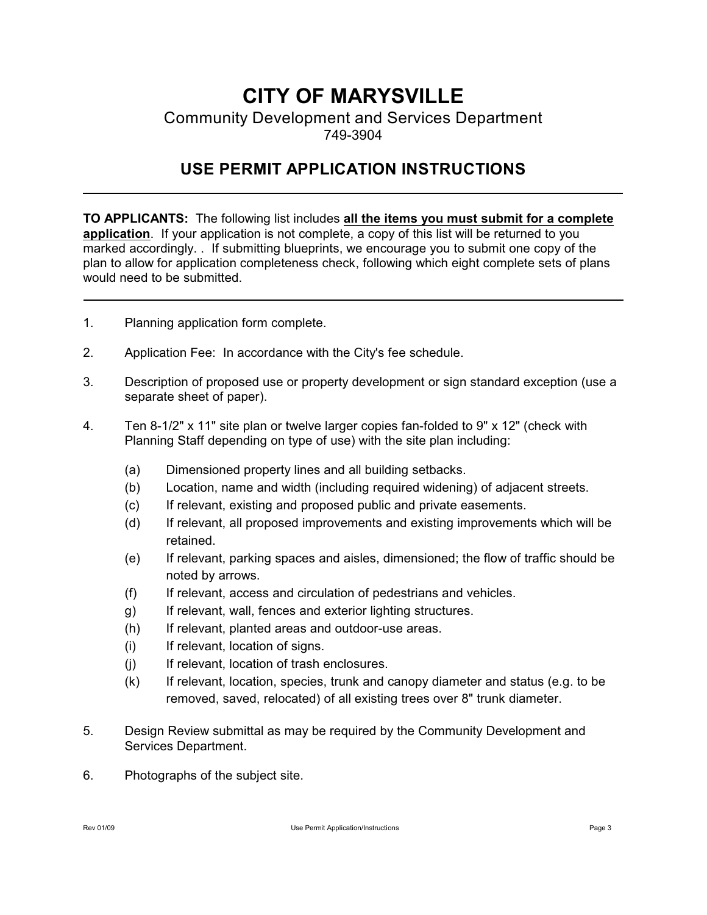# CITY OF MARYSVILLE

Community Development and Services Department

749-3904

## USE PERMIT APPLICATION INSTRUCTIONS

---

**TO APPLICANTS:** The following list includes **<u>all the items you must submit for a complete application</u>**. If your application is not complete, a copy of this list will be returned to you marked accordingly. . If submitting blueprints, we encourage you to submit one copy of the plan to allow for application completeness check, following which eight complete sets of plans would need to be submitted.

---

1. Planning application form complete.

2. Application Fee: In accordance with the City's fee schedule.

3. Description of proposed use or property development or sign standard exception (use a separate sheet of paper).

4. Ten 8-1/2" x 11" site plan or twelve larger copies fan-folded to 9" x 12" (check with Planning Staff depending on type of use) with the site plan including:

   (a) Dimensioned property lines and all building setbacks.
   (b) Location, name and width (including required widening) of adjacent streets.
   (c) If relevant, existing and proposed public and private easements.
   (d) If relevant, all proposed improvements and existing improvements which will be retained.
   (e) If relevant, parking spaces and aisles, dimensioned; the flow of traffic should be noted by arrows.
   (f) If relevant, access and circulation of pedestrians and vehicles.
   g) If relevant, wall, fences and exterior lighting structures.
   (h) If relevant, planted areas and outdoor-use areas.
   (i) If relevant, location of signs.
   (j) If relevant, location of trash enclosures.
   (k) If relevant, location, species, trunk and canopy diameter and status (e.g. to be removed, saved, relocated) of all existing trees over 8" trunk diameter.

5. Design Review submittal as may be required by the Community Development and Services Department.

6. Photographs of the subject site.